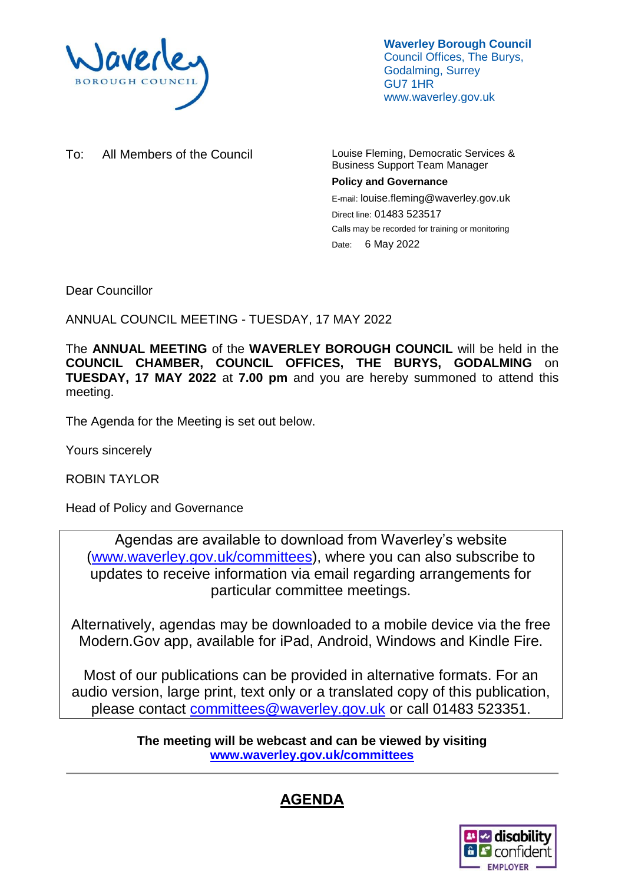**Waverley Borough Council**
Council Offices, The Burys,
Godalming, Surrey
GU7 1HR
www.waverley.gov.uk

To: All Members of the Council

Louise Fleming, Democratic Services & Business Support Team Manager

**Policy and Governance**

E-mail: louise.fleming@waverley.gov.uk

Direct line: 01483 523517

Calls may be recorded for training or monitoring

Date: 6 May 2022

Dear Councillor

ANNUAL COUNCIL MEETING - TUESDAY, 17 MAY 2022

The **ANNUAL MEETING** of the **WAVERLEY BOROUGH COUNCIL** will be held in the **COUNCIL CHAMBER, COUNCIL OFFICES, THE BURYS, GODALMING** on **TUESDAY, 17 MAY 2022** at **7.00 pm** and you are hereby summoned to attend this meeting.

The Agenda for the Meeting is set out below.

Yours sincerely

ROBIN TAYLOR

Head of Policy and Governance

> Agendas are available to download from Waverley's website (www.waverley.gov.uk/committees), where you can also subscribe to updates to receive information via email regarding arrangements for particular committee meetings.
>
> Alternatively, agendas may be downloaded to a mobile device via the free Modern.Gov app, available for iPad, Android, Windows and Kindle Fire.
>
> Most of our publications can be provided in alternative formats. For an audio version, large print, text only or a translated copy of this publication, please contact committees@waverley.gov.uk or call 01483 523351.

**The meeting will be webcast and can be viewed by visiting www.waverley.gov.uk/committees**

---

# AGENDA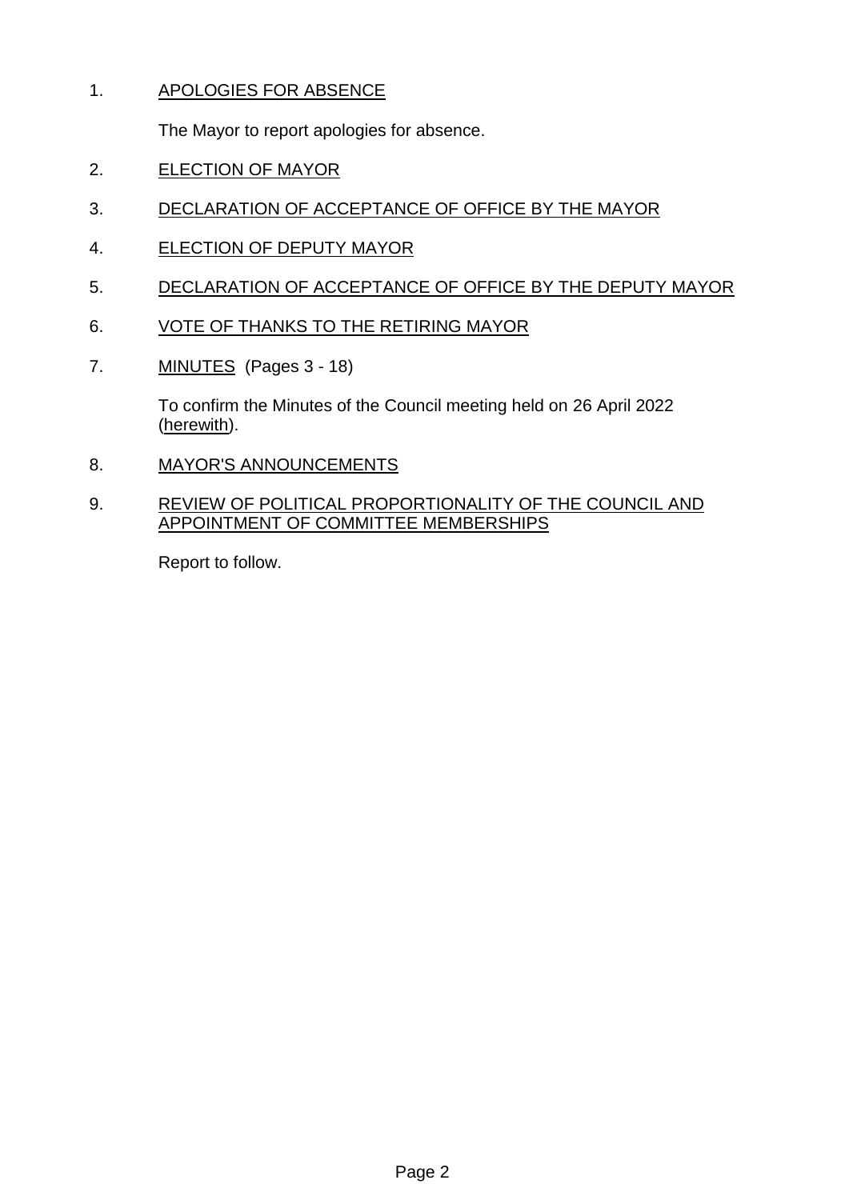1. APOLOGIES FOR ABSENCE

   The Mayor to report apologies for absence.

2. ELECTION OF MAYOR

3. DECLARATION OF ACCEPTANCE OF OFFICE BY THE MAYOR

4. ELECTION OF DEPUTY MAYOR

5. DECLARATION OF ACCEPTANCE OF OFFICE BY THE DEPUTY MAYOR

6. VOTE OF THANKS TO THE RETIRING MAYOR

7. MINUTES (Pages 3 - 18)

   To confirm the Minutes of the Council meeting held on 26 April 2022 (herewith).

8. MAYOR'S ANNOUNCEMENTS

9. REVIEW OF POLITICAL PROPORTIONALITY OF THE COUNCIL AND APPOINTMENT OF COMMITTEE MEMBERSHIPS

   Report to follow.